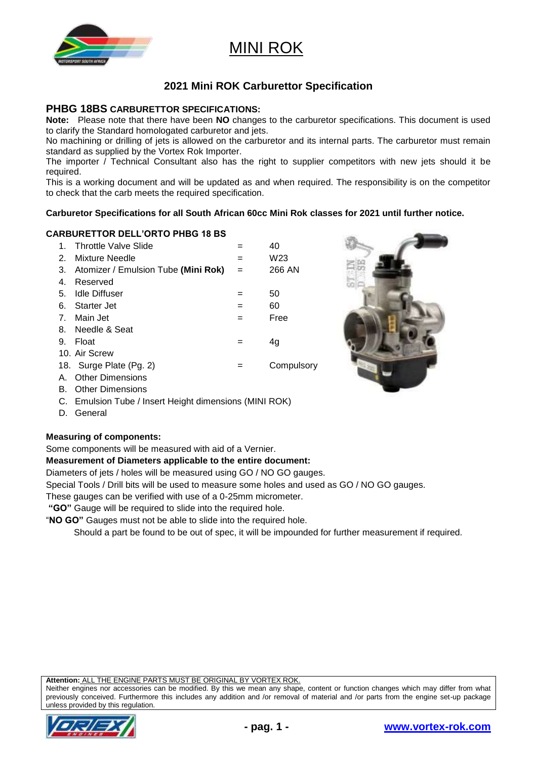# MINI ROK

## 2021 Mini ROK Carburettor Specification

### PHBG 18BS CARBURETTOR SPECIFICATIONS:

**Note:** Please note that there have been **NO** changes to the carburetor specifications. This document is used to clarify the Standard homologated carburetor and jets.

No machining or drilling of jets is allowed on the carburetor and its internal parts. The carburetor must remain standard as supplied by the Vortex Rok Importer.

The importer / Technical Consultant also has the right to supplier competitors with new jets should it be required.

This is a working document and will be updated as and when required. The responsibility is on the competitor to check that the carb meets the required specification.

**Carburetor Specifications for all South African 60cc Mini Rok classes for 2021 until further notice.**

**CARBURETTOR DELL'ORTO PHBG 18 BS**

| | | | |
|---|---|---|---|
| 1. | Throttle Valve Slide | = | 40 |
| 2. | Mixture Needle | = | W23 |
| 3. | Atomizer / Emulsion Tube **(Mini Rok)** | = | 266 AN |
| 4. | Reserved | | |
| 5. | Idle Diffuser | = | 50 |
| 6. | Starter Jet | = | 60 |
| 7. | Main Jet | = | Free |
| 8. | Needle & Seat | | |
| 9. | Float | = | 4g |
| 10. | Air Screw | | |
| 18. | Surge Plate (Pg. 2) | = | Compulsory |
| A. | Other Dimensions | | |
| B. | Other Dimensions | | |
| C. | Emulsion Tube / Insert Height dimensions (MINI ROK) | | |
| D. | General | | |

**Measuring of components:**

Some components will be measured with aid of a Vernier.

**Measurement of Diameters applicable to the entire document:**

Diameters of jets / holes will be measured using GO / NO GO gauges.

Special Tools / Drill bits will be used to measure some holes and used as GO / NO GO gauges.

These gauges can be verified with use of a 0-25mm micrometer.

**"GO"** Gauge will be required to slide into the required hole.

"**NO GO"** Gauges must not be able to slide into the required hole.

Should a part be found to be out of spec, it will be impounded for further measurement if required.

**Attention:** ALL THE ENGINE PARTS MUST BE ORIGINAL BY VORTEX ROK.
Neither engines nor accessories can be modified. By this we mean any shape, content or function changes which may differ from what previously conceived. Furthermore this includes any addition and /or removal of material and /or parts from the engine set-up package unless provided by this regulation.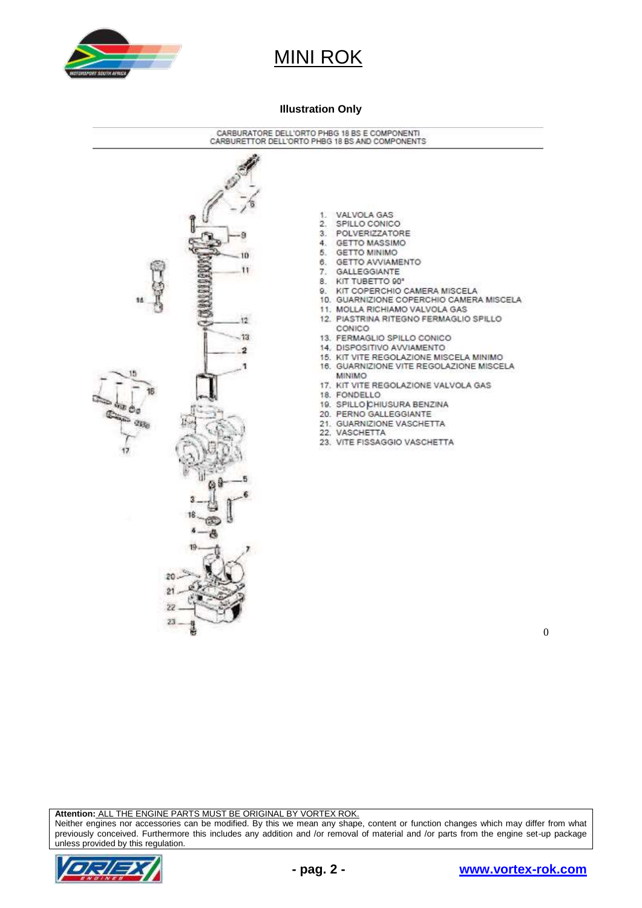# MINI ROK

**Illustration Only**

CARBURATORE DELL'ORTO PHBG 18 BS E COMPONENTI
CARBURETTOR DELL'ORTO PHBG 18 BS AND COMPONENTS

1. VALVOLA GAS
2. SPILLO CONICO
3. POLVERIZZATORE
4. GETTO MASSIMO
5. GETTO MINIMO
6. GETTO AVVIAMENTO
7. GALLEGGIANTE
8. KIT TUBETTO 90°
9. KIT COPERCHIO CAMERA MISCELA
10. GUARNIZIONE COPERCHIO CAMERA MISCELA
11. MOLLA RICHIAMO VALVOLA GAS
12. PIASTRINA RITEGNO FERMAGLIO SPILLO CONICO
13. FERMAGLIO SPILLO CONICO
14. DISPOSITIVO AVVIAMENTO
15. KIT VITE REGOLAZIONE MISCELA MINIMO
16. GUARNIZIONE VITE REGOLAZIONE MISCELA MINIMO
17. KIT VITE REGOLAZIONE VALVOLA GAS
18. FONDELLO
19. SPILLO CHIUSURA BENZINA
20. PERNO GALLEGGIANTE
21. GUARNIZIONE VASCHETTA
22. VASCHETTA
23. VITE FISSAGGIO VASCHETTA

0

**Attention:** ALL THE ENGINE PARTS MUST BE ORIGINAL BY VORTEX ROK.
Neither engines nor accessories can be modified. By this we mean any shape, content or function changes which may differ from what previously conceived. Furthermore this includes any addition and /or removal of material and /or parts from the engine set-up package unless provided by this regulation.

www.vortex-rok.com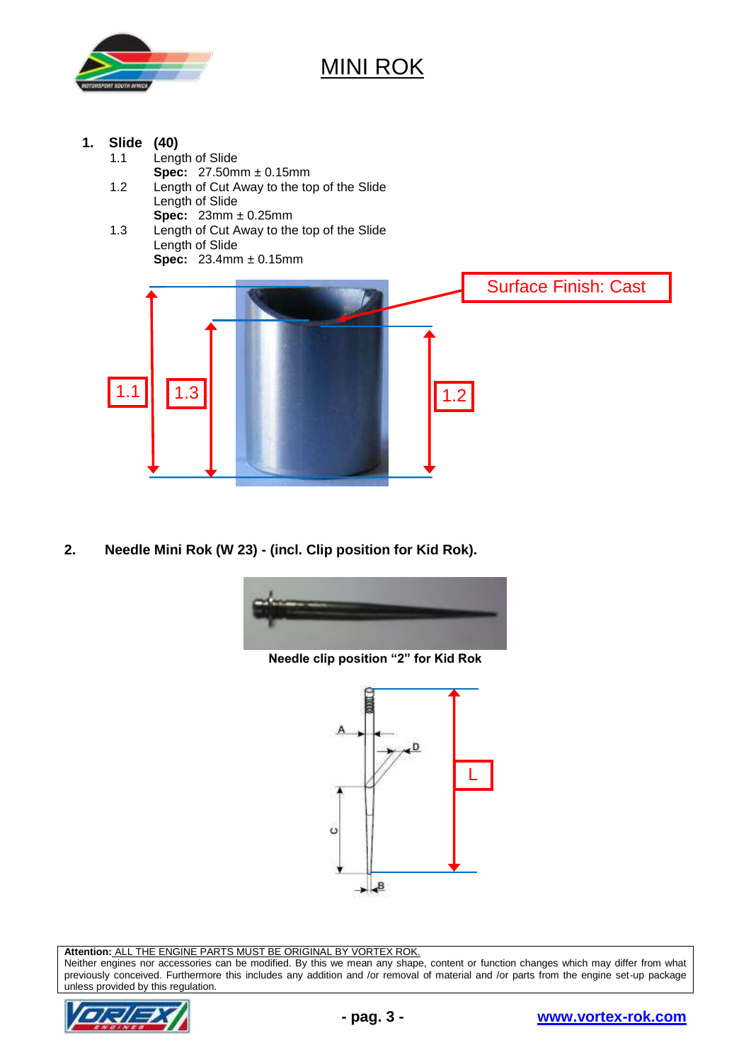# MINI ROK

1. **Slide (40)**
   - 1.1 Length of Slide
     **Spec:** 27.50mm ± 0.15mm
   - 1.2 Length of Cut Away to the top of the Slide
     Length of Slide
     **Spec:** 23mm ± 0.25mm
   - 1.3 Length of Cut Away to the top of the Slide
     Length of Slide
     **Spec:** 23.4mm ± 0.15mm

Surface Finish: Cast

1.1 1.3 1.2

2. **Needle Mini Rok (W 23) - (incl. Clip position for Kid Rok).**

**Needle clip position "2" for Kid Rok**

A D C B L

**Attention:** ALL THE ENGINE PARTS MUST BE ORIGINAL BY VORTEX ROK.
Neither engines nor accessories can be modified. By this we mean any shape, content or function changes which may differ from what previously conceived. Furthermore this includes any addition and /or removal of material and /or parts from the engine set-up package unless provided by this regulation.

www.vortex-rok.com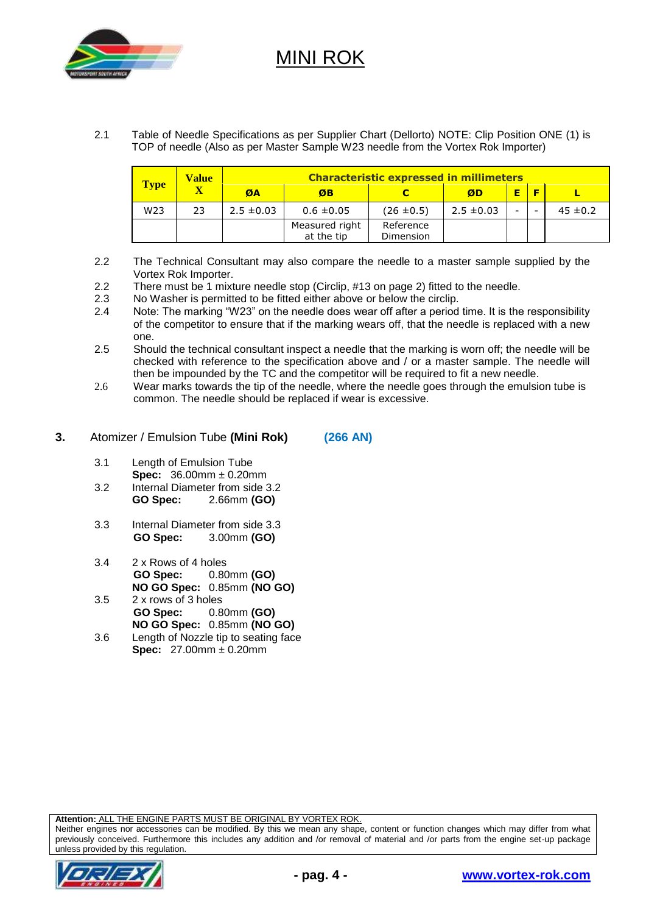# MINI ROK

2.1 Table of Needle Specifications as per Supplier Chart (Dellorto) NOTE: Clip Position ONE (1) is TOP of needle (Also as per Master Sample W23 needle from the Vortex Rok Importer)

| Type | Value X | Characteristic expressed in millimeters | | | | | | |
|---|---|---|---|---|---|---|---|---|
| | | ØA | ØB | C | ØD | E | F | L |
| W23 | 23 | 2.5 ±0.03 | 0.6 ±0.05 | (26 ±0.5) | 2.5 ±0.03 | - | - | 45 ±0.2 |
| | | | Measured right at the tip | Reference Dimension | | | | |

2.2 The Technical Consultant may also compare the needle to a master sample supplied by the Vortex Rok Importer.

2.2 There must be 1 mixture needle stop (Circlip, #13 on page 2) fitted to the needle.

2.3 No Washer is permitted to be fitted either above or below the circlip.

2.4 Note: The marking "W23" on the needle does wear off after a period time. It is the responsibility of the competitor to ensure that if the marking wears off, that the needle is replaced with a new one.

2.5 Should the technical consultant inspect a needle that the marking is worn off; the needle will be checked with reference to the specification above and / or a master sample. The needle will then be impounded by the TC and the competitor will be required to fit a new needle.

2.6 Wear marks towards the tip of the needle, where the needle goes through the emulsion tube is common. The needle should be replaced if wear is excessive.

## 3. Atomizer / Emulsion Tube **(Mini Rok)** **(266 AN)**

3.1 Length of Emulsion Tube
**Spec:** 36.00mm ± 0.20mm

3.2 Internal Diameter from side 3.2
**GO Spec:** 2.66mm **(GO)**

3.3 Internal Diameter from side 3.3
**GO Spec:** 3.00mm **(GO)**

3.4 2 x Rows of 4 holes
**GO Spec:** 0.80mm **(GO)**
**NO GO Spec:** 0.85mm **(NO GO)**

3.5 2 x rows of 3 holes
**GO Spec:** 0.80mm **(GO)**
**NO GO Spec:** 0.85mm **(NO GO)**

3.6 Length of Nozzle tip to seating face
**Spec:** 27.00mm ± 0.20mm

**Attention:** ALL THE ENGINE PARTS MUST BE ORIGINAL BY VORTEX ROK.
Neither engines nor accessories can be modified. By this we mean any shape, content or function changes which may differ from what previously conceived. Furthermore this includes any addition and /or removal of material and /or parts from the engine set-up package unless provided by this regulation.

www.vortex-rok.com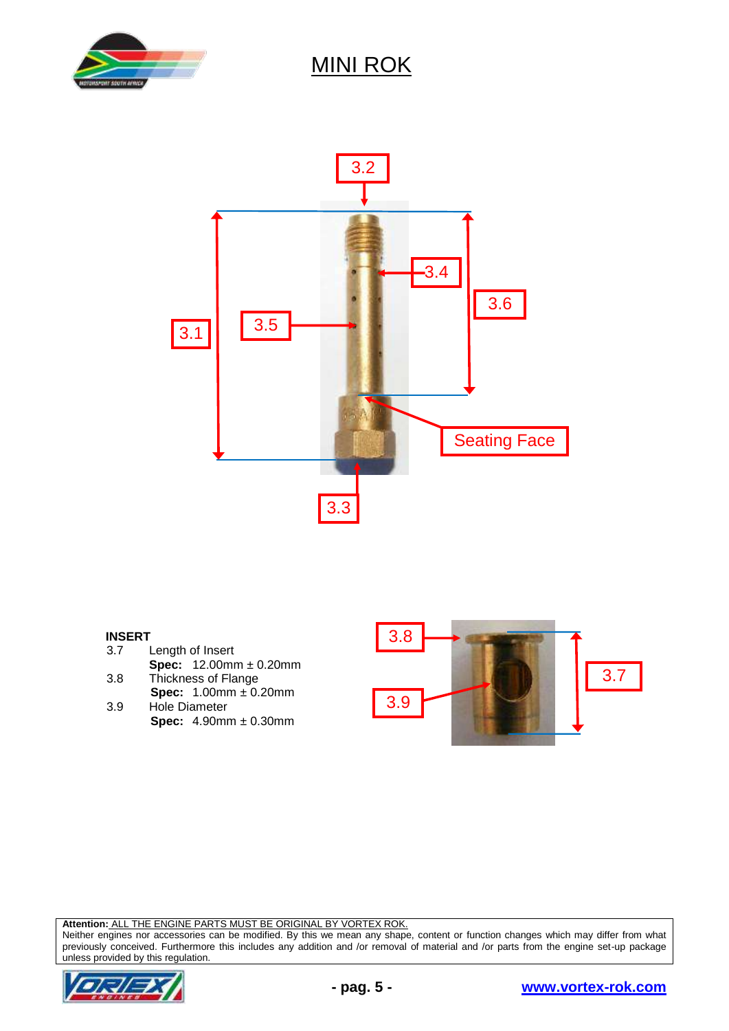# MINI ROK

3.2

3.4

3.6

3.1

3.5

Seating Face

3.3

**INSERT**

3.7 Length of Insert
**Spec:** 12.00mm ± 0.20mm

3.8 Thickness of Flange
**Spec:** 1.00mm ± 0.20mm

3.9 Hole Diameter
**Spec:** 4.90mm ± 0.30mm

3.8

3.7

3.9

**Attention:** ALL THE ENGINE PARTS MUST BE ORIGINAL BY VORTEX ROK.
Neither engines nor accessories can be modified. By this we mean any shape, content or function changes which may differ from what previously conceived. Furthermore this includes any addition and /or removal of material and /or parts from the engine set-up package unless provided by this regulation.

www.vortex-rok.com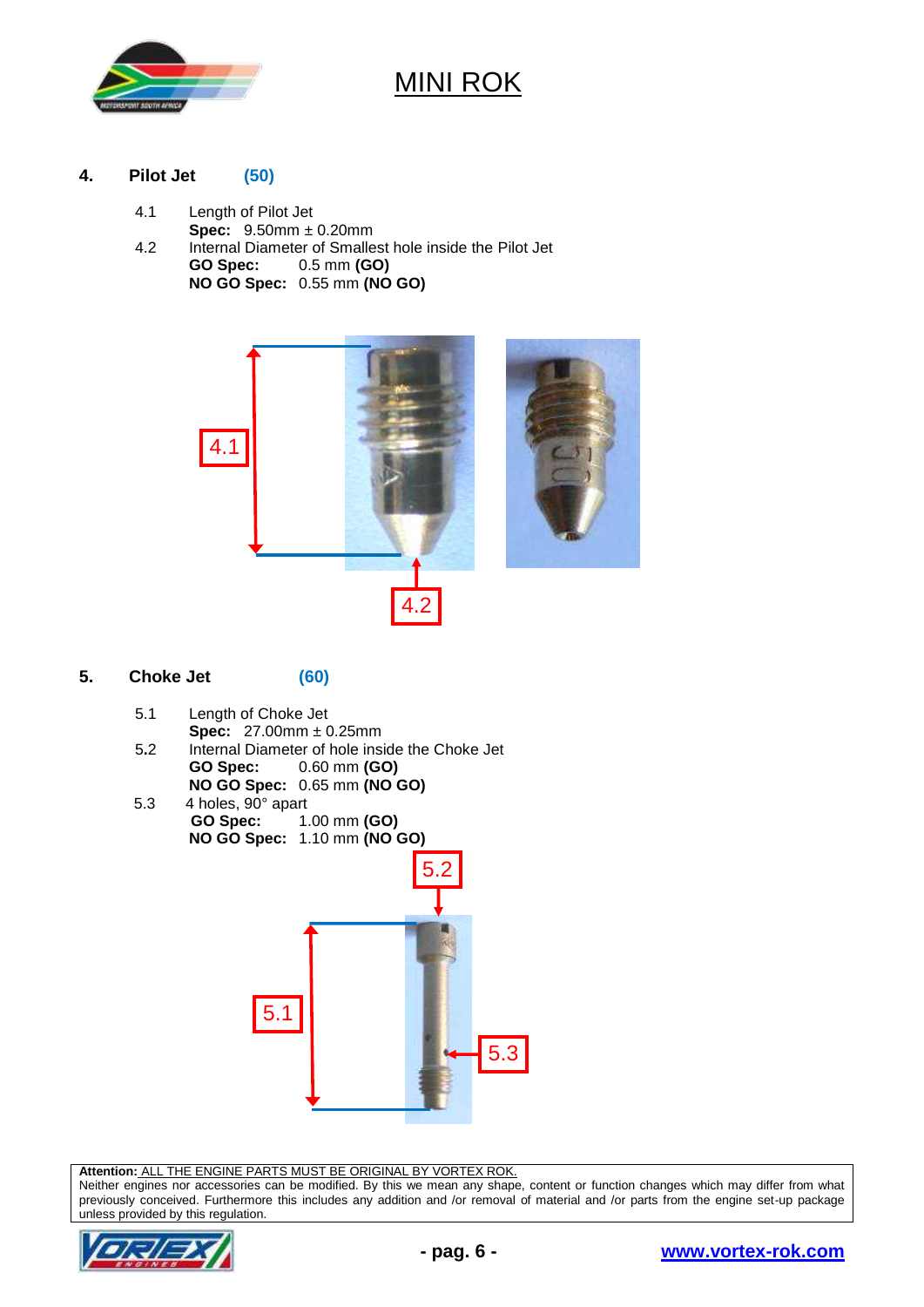# MINI ROK

## 4. Pilot Jet (50)

4.1 Length of Pilot Jet
**Spec:** 9.50mm ± 0.20mm

4.2 Internal Diameter of Smallest hole inside the Pilot Jet
**GO Spec:** 0.5 mm **(GO)**
**NO GO Spec:** 0.55 mm **(NO GO)**

## 5. Choke Jet (60)

5.1 Length of Choke Jet
**Spec:** 27.00mm ± 0.25mm

5.2 Internal Diameter of hole inside the Choke Jet
**GO Spec:** 0.60 mm **(GO)**
**NO GO Spec:** 0.65 mm **(NO GO)**

5.3 4 holes, 90° apart
**GO Spec:** 1.00 mm **(GO)**
**NO GO Spec:** 1.10 mm **(NO GO)**

**Attention:** ALL THE ENGINE PARTS MUST BE ORIGINAL BY VORTEX ROK.
Neither engines nor accessories can be modified. By this we mean any shape, content or function changes which may differ from what previously conceived. Furthermore this includes any addition and /or removal of material and /or parts from the engine set-up package unless provided by this regulation.

www.vortex-rok.com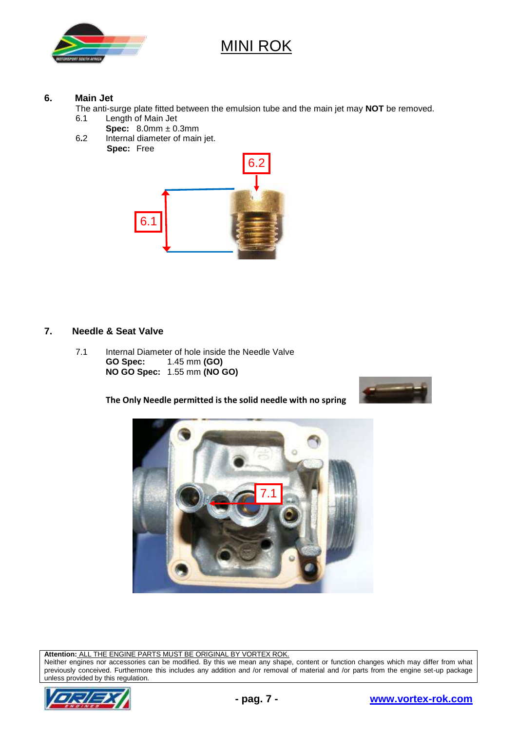# MINI ROK

## 6. Main Jet

The anti-surge plate fitted between the emulsion tube and the main jet may **NOT** be removed.

6.1 Length of Main Jet
**Spec:** 8.0mm ± 0.3mm

6.2 Internal diameter of main jet.
**Spec:** Free

## 7. Needle & Seat Valve

7.1 Internal Diameter of hole inside the Needle Valve
**GO Spec:** 1.45 mm **(GO)**
**NO GO Spec:** 1.55 mm **(NO GO)**

**The Only Needle permitted is the solid needle with no spring**

**Attention:** ALL THE ENGINE PARTS MUST BE ORIGINAL BY VORTEX ROK.
Neither engines nor accessories can be modified. By this we mean any shape, content or function changes which may differ from what previously conceived. Furthermore this includes any addition and /or removal of material and /or parts from the engine set-up package unless provided by this regulation.

www.vortex-rok.com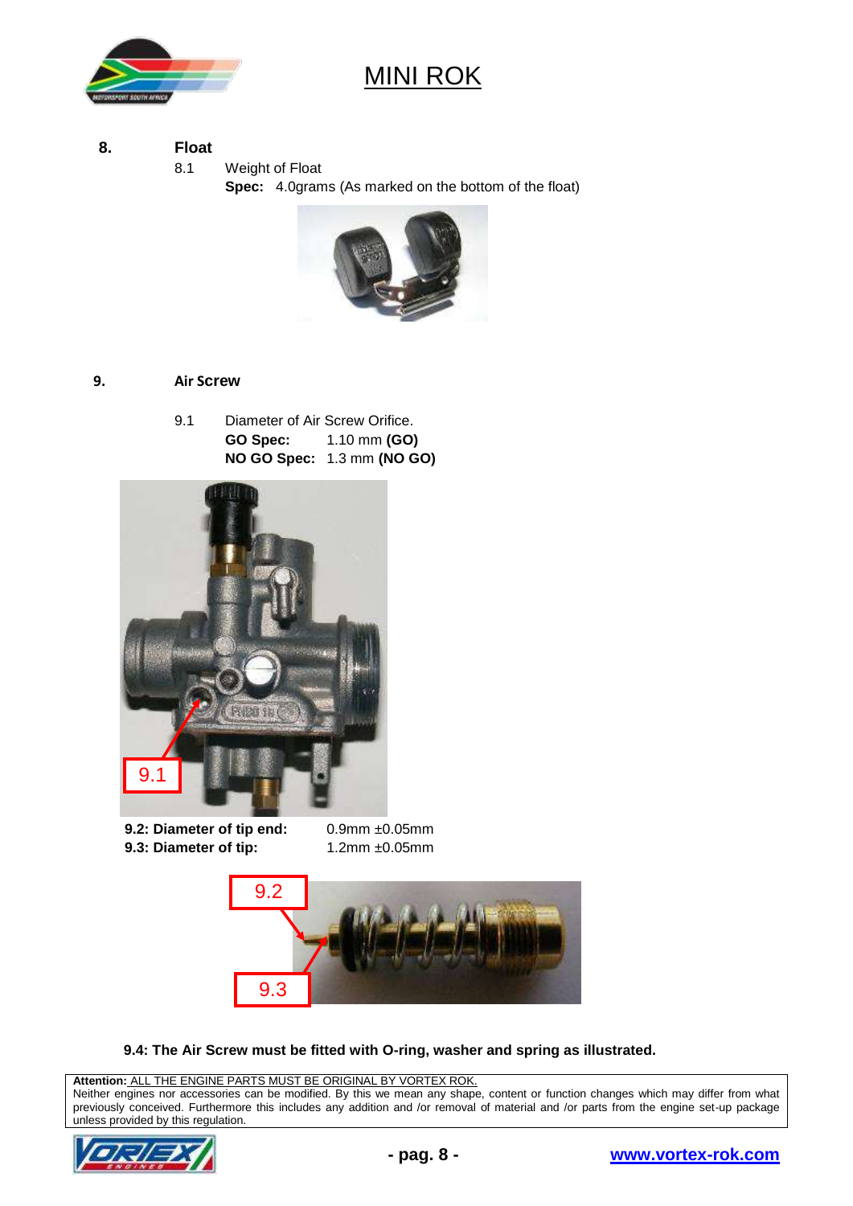# MINI ROK

**8. Float**

8.1 Weight of Float

**Spec:** 4.0grams (As marked on the bottom of the float)

**9. Air Screw**

9.1 Diameter of Air Screw Orifice.

**GO Spec:** 1.10 mm **(GO)**

**NO GO Spec:** 1.3 mm **(NO GO)**

9.1

| | |
|---|---|
| **9.2: Diameter of tip end:** | 0.9mm ±0.05mm |
| **9.3: Diameter of tip:** | 1.2mm ±0.05mm |

9.2

9.3

**9.4: The Air Screw must be fitted with O-ring, washer and spring as illustrated.**

**Attention:** ALL THE ENGINE PARTS MUST BE ORIGINAL BY VORTEX ROK.
Neither engines nor accessories can be modified. By this we mean any shape, content or function changes which may differ from what previously conceived. Furthermore this includes any addition and /or removal of material and /or parts from the engine set-up package unless provided by this regulation.

www.vortex-rok.com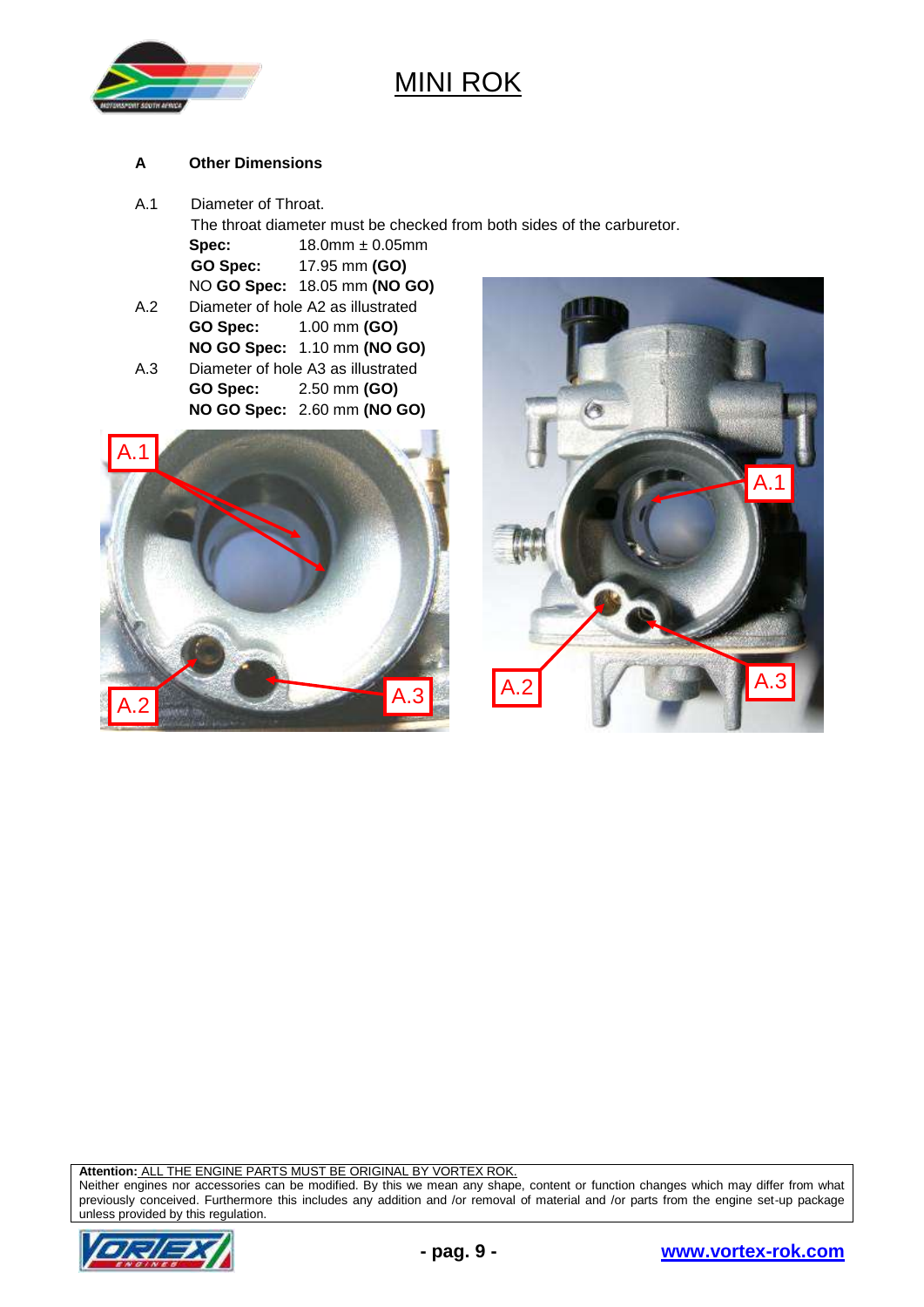# MINI ROK

**A Other Dimensions**

A.1 Diameter of Throat.
The throat diameter must be checked from both sides of the carburetor.

**Spec:** 18.0mm ± 0.05mm
**GO Spec:** 17.95 mm **(GO)**
NO **GO Spec:** 18.05 mm **(NO GO)**

A.2 Diameter of hole A2 as illustrated

**GO Spec:** 1.00 mm **(GO)**
**NO GO Spec:** 1.10 mm **(NO GO)**

A.3 Diameter of hole A3 as illustrated

**GO Spec:** 2.50 mm **(GO)**
**NO GO Spec:** 2.60 mm **(NO GO)**

**Attention:** ALL THE ENGINE PARTS MUST BE ORIGINAL BY VORTEX ROK.
Neither engines nor accessories can be modified. By this we mean any shape, content or function changes which may differ from what previously conceived. Furthermore this includes any addition and /or removal of material and /or parts from the engine set-up package unless provided by this regulation.

www.vortex-rok.com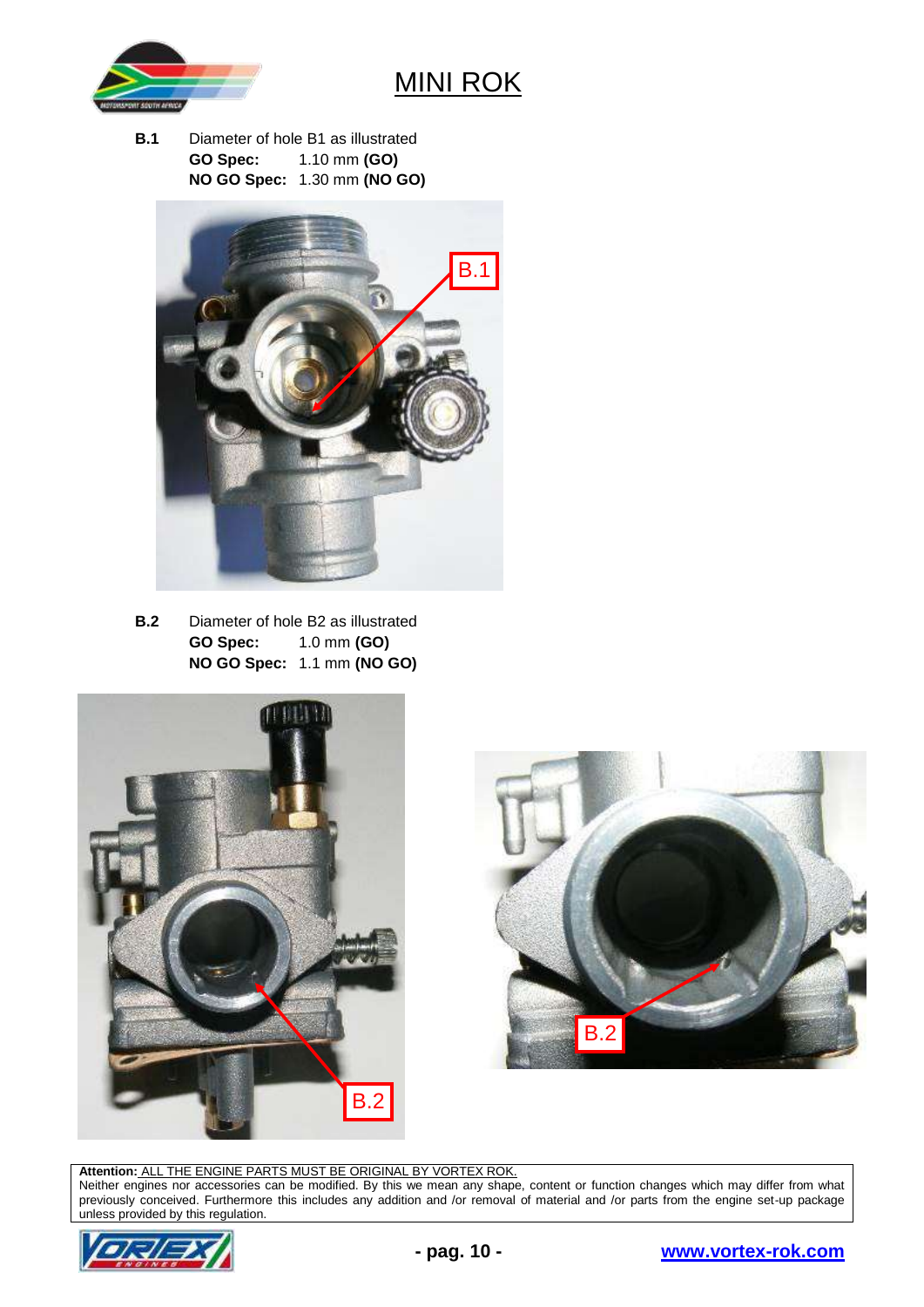# MINI ROK

**B.1** Diameter of hole B1 as illustrated
**GO Spec:** 1.10 mm **(GO)**
**NO GO Spec:** 1.30 mm **(NO GO)**

**B.2** Diameter of hole B2 as illustrated
**GO Spec:** 1.0 mm **(GO)**
**NO GO Spec:** 1.1 mm **(NO GO)**

**Attention:** ALL THE ENGINE PARTS MUST BE ORIGINAL BY VORTEX ROK.
Neither engines nor accessories can be modified. By this we mean any shape, content or function changes which may differ from what previously conceived. Furthermore this includes any addition and /or removal of material and /or parts from the engine set-up package unless provided by this regulation.

www.vortex-rok.com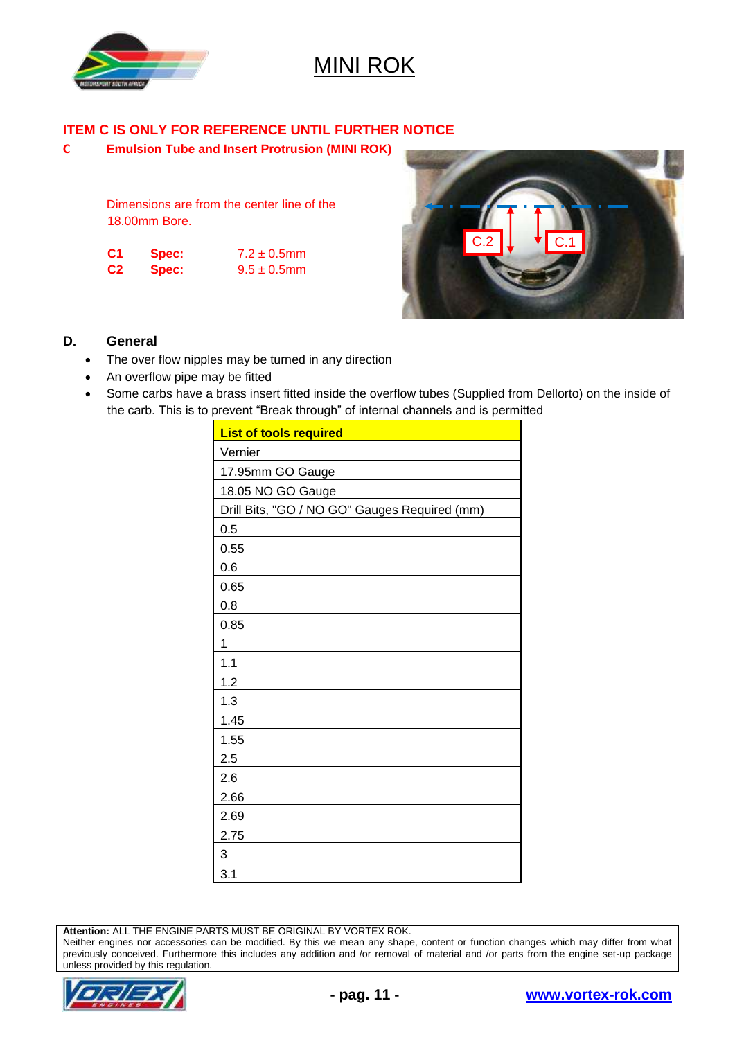# MINI ROK

**ITEM C IS ONLY FOR REFERENCE UNTIL FURTHER NOTICE**

**C Emulsion Tube and Insert Protrusion (MINI ROK)**

Dimensions are from the center line of the 18.00mm Bore.

| | | |
|---|---|---|
| **C1** | **Spec:** | 7.2 ± 0.5mm |
| **C2** | **Spec:** | 9.5 ± 0.5mm |

## D. General

- The over flow nipples may be turned in any direction
- An overflow pipe may be fitted
- Some carbs have a brass insert fitted inside the overflow tubes (Supplied from Dellorto) on the inside of the carb. This is to prevent "Break through" of internal channels and is permitted

| **List of tools required** |
|---|
| Vernier |
| 17.95mm GO Gauge |
| 18.05 NO GO Gauge |
| Drill Bits, "GO / NO GO" Gauges Required (mm) |
| 0.5 |
| 0.55 |
| 0.6 |
| 0.65 |
| 0.8 |
| 0.85 |
| 1 |
| 1.1 |
| 1.2 |
| 1.3 |
| 1.45 |
| 1.55 |
| 2.5 |
| 2.6 |
| 2.66 |
| 2.69 |
| 2.75 |
| 3 |
| 3.1 |

**Attention:** ALL THE ENGINE PARTS MUST BE ORIGINAL BY VORTEX ROK.
Neither engines nor accessories can be modified. By this we mean any shape, content or function changes which may differ from what previously conceived. Furthermore this includes any addition and /or removal of material and /or parts from the engine set-up package unless provided by this regulation.

www.vortex-rok.com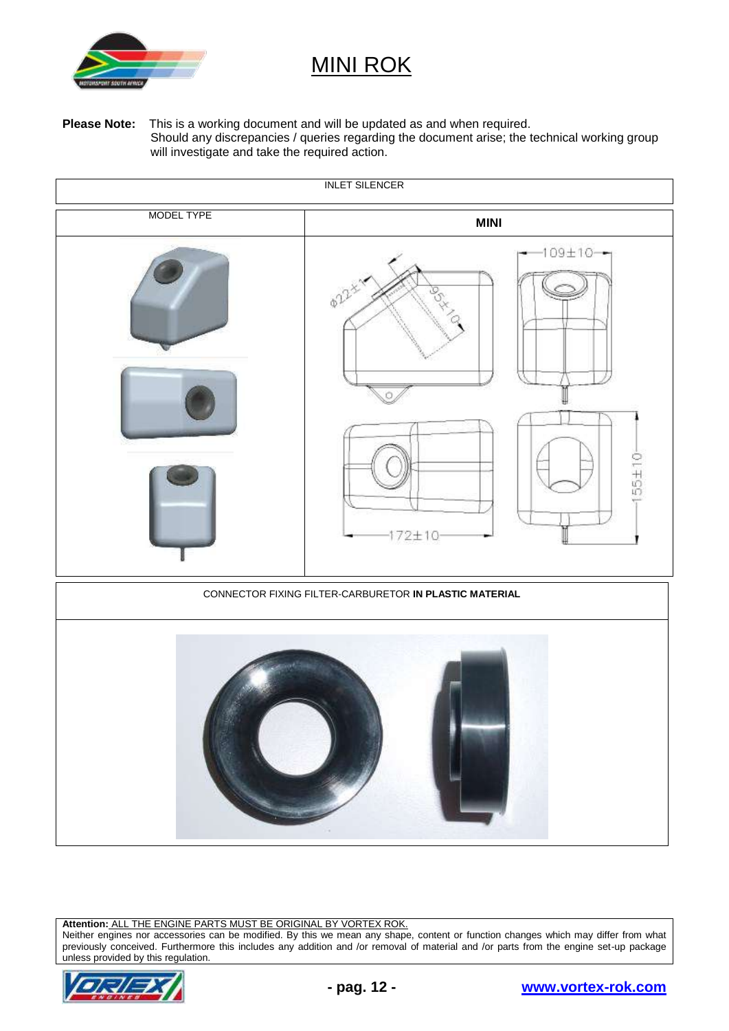# MINI ROK

**Please Note:** This is a working document and will be updated as and when required. Should any discrepancies / queries regarding the document arise; the technical working group will investigate and take the required action.

| INLET SILENCER | |
|---|---|
| MODEL TYPE | **MINI** |
| | Ø22±1 95±10 109±10 172±10 155±10 |

| CONNECTOR FIXING FILTER-CARBURETOR **IN PLASTIC MATERIAL** |
|---|
| |

**Attention:** ALL THE ENGINE PARTS MUST BE ORIGINAL BY VORTEX ROK.
Neither engines nor accessories can be modified. By this we mean any shape, content or function changes which may differ from what previously conceived. Furthermore this includes any addition and /or removal of material and /or parts from the engine set-up package unless provided by this regulation.

www.vortex-rok.com